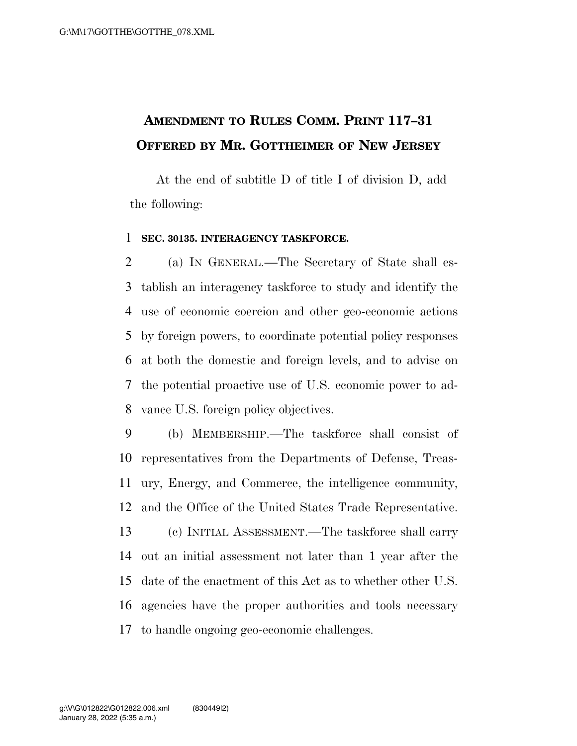# AMENDMENT TO RULES COMM. PRINT 117–31 OFFERED BY MR. GOTTHEIMER OF NEW JERSEY

At the end of subtitle D of title I of division D, add the following:

**SEC. 30135. INTERAGENCY TASKFORCE.**

(a) IN GENERAL.—The Secretary of State shall establish an interagency taskforce to study and identify the use of economic coercion and other geo-economic actions by foreign powers, to coordinate potential policy responses at both the domestic and foreign levels, and to advise on the potential proactive use of U.S. economic power to advance U.S. foreign policy objectives.

(b) MEMBERSHIP.—The taskforce shall consist of representatives from the Departments of Defense, Treasury, Energy, and Commerce, the intelligence community, and the Office of the United States Trade Representative.

(c) INITIAL ASSESSMENT.—The taskforce shall carry out an initial assessment not later than 1 year after the date of the enactment of this Act as to whether other U.S. agencies have the proper authorities and tools necessary to handle ongoing geo-economic challenges.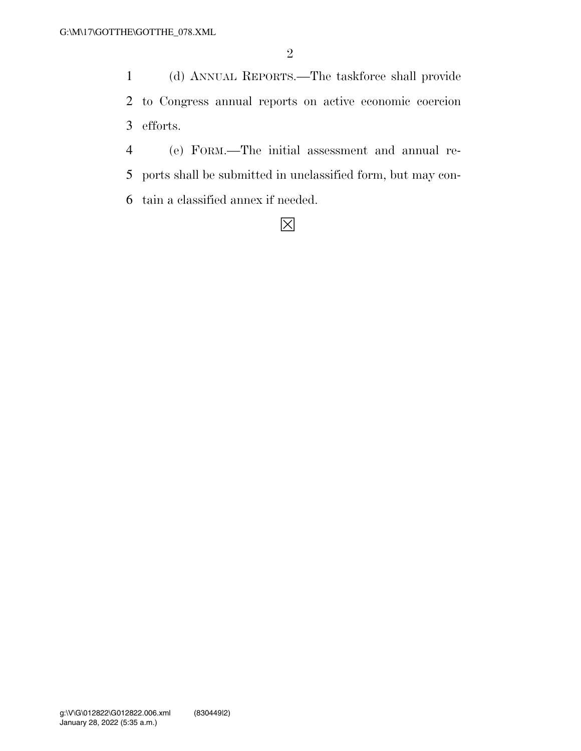(d) ANNUAL REPORTS.—The taskforce shall provide to Congress annual reports on active economic coercion efforts.

(e) FORM.—The initial assessment and annual reports shall be submitted in unclassified form, but may contain a classified annex if needed.